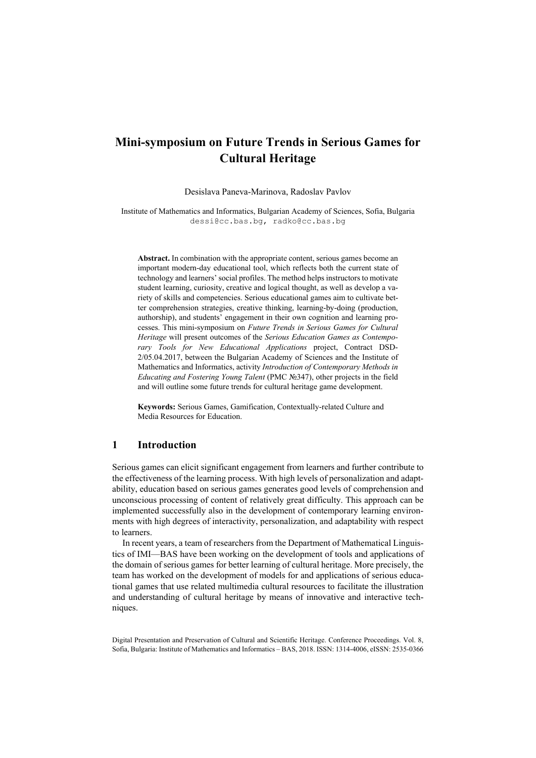# Mini-symposium on Future Trends in Serious Games for Cultural Heritage

Desislava Paneva-Marinova, Radoslav Pavlov

Institute of Mathematics and Informatics, Bulgarian Academy of Sciences, Sofia, Bulgaria
dessi@cc.bas.bg, radko@cc.bas.bg

**Abstract.** In combination with the appropriate content, serious games become an important modern-day educational tool, which reflects both the current state of technology and learners' social profiles. The method helps instructors to motivate student learning, curiosity, creative and logical thought, as well as develop a variety of skills and competencies. Serious educational games aim to cultivate better comprehension strategies, creative thinking, learning-by-doing (production, authorship), and students' engagement in their own cognition and learning processes. This mini-symposium on *Future Trends in Serious Games for Cultural Heritage* will present outcomes of the *Serious Education Games as Contemporary Tools for New Educational Applications* project, Contract DSD-2/05.04.2017, between the Bulgarian Academy of Sciences and the Institute of Mathematics and Informatics, activity *Introduction of Contemporary Methods in Educating and Fostering Young Talent* (PMC №347), other projects in the field and will outline some future trends for cultural heritage game development.

**Keywords:** Serious Games, Gamification, Contextually-related Culture and Media Resources for Education.

## 1 Introduction

Serious games can elicit significant engagement from learners and further contribute to the effectiveness of the learning process. With high levels of personalization and adaptability, education based on serious games generates good levels of comprehension and unconscious processing of content of relatively great difficulty. This approach can be implemented successfully also in the development of contemporary learning environments with high degrees of interactivity, personalization, and adaptability with respect to learners.

In recent years, a team of researchers from the Department of Mathematical Linguistics of IMI—BAS have been working on the development of tools and applications of the domain of serious games for better learning of cultural heritage. More precisely, the team has worked on the development of models for and applications of serious educational games that use related multimedia cultural resources to facilitate the illustration and understanding of cultural heritage by means of innovative and interactive techniques.

Digital Presentation and Preservation of Cultural and Scientific Heritage. Conference Proceedings. Vol. 8, Sofia, Bulgaria: Institute of Mathematics and Informatics – BAS, 2018. ISSN: 1314-4006, eISSN: 2535-0366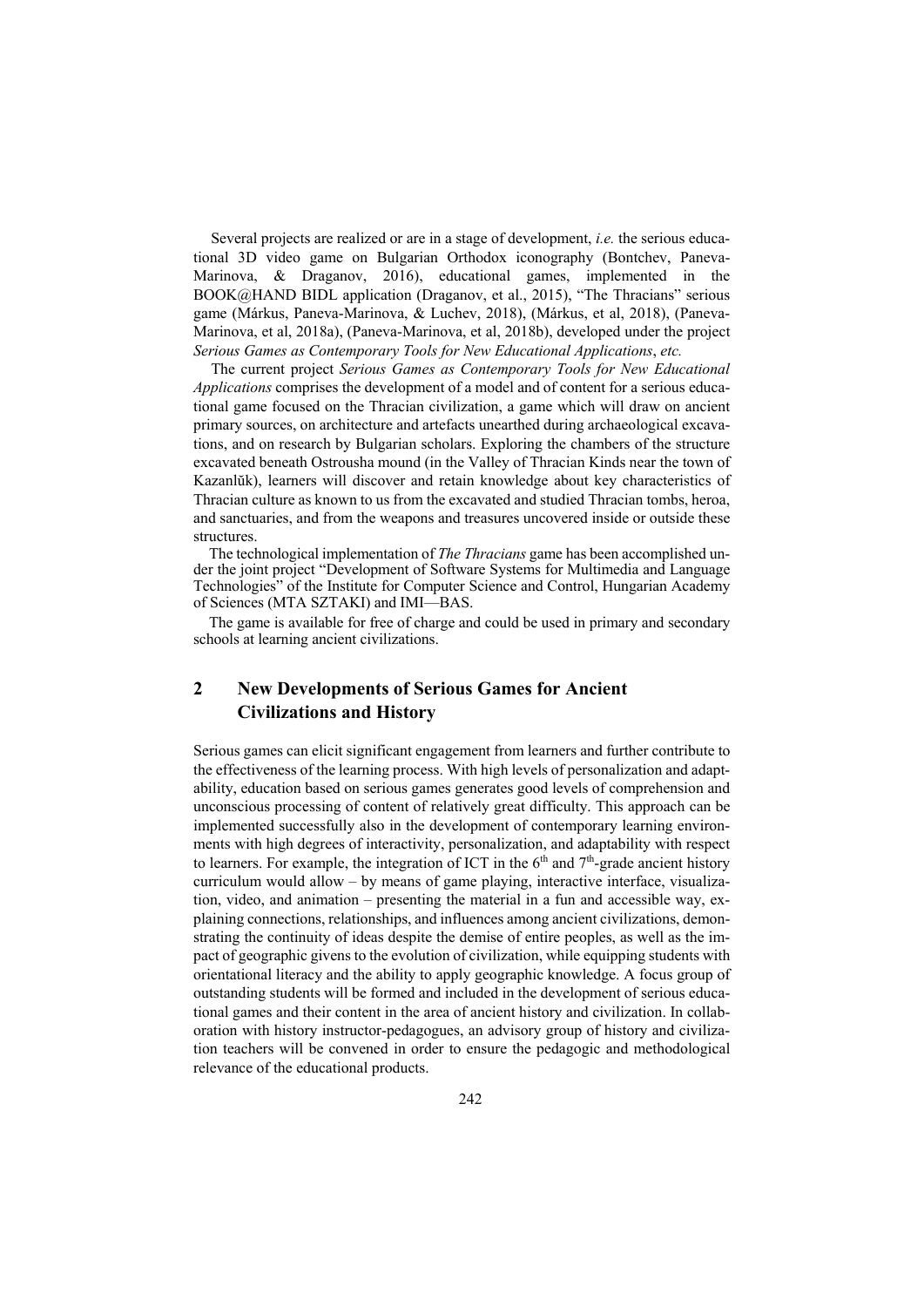Several projects are realized or are in a stage of development, *i.e.* the serious educational 3D video game on Bulgarian Orthodox iconography (Bontchev, Paneva-Marinova, & Draganov, 2016), educational games, implemented in the BOOK@HAND BIDL application (Draganov, et al., 2015), "The Thracians" serious game (Márkus, Paneva-Marinova, & Luchev, 2018), (Márkus, et al, 2018), (Paneva-Marinova, et al, 2018a), (Paneva-Marinova, et al, 2018b), developed under the project *Serious Games as Contemporary Tools for New Educational Applications*, *etc.*

The current project *Serious Games as Contemporary Tools for New Educational Applications* comprises the development of a model and of content for a serious educational game focused on the Thracian civilization, a game which will draw on ancient primary sources, on architecture and artefacts unearthed during archaeological excavations, and on research by Bulgarian scholars. Exploring the chambers of the structure excavated beneath Ostrousha mound (in the Valley of Thracian Kinds near the town of Kazanlŭk), learners will discover and retain knowledge about key characteristics of Thracian culture as known to us from the excavated and studied Thracian tombs, heroa, and sanctuaries, and from the weapons and treasures uncovered inside or outside these structures.

The technological implementation of *The Thracians* game has been accomplished under the joint project "Development of Software Systems for Multimedia and Language Technologies" of the Institute for Computer Science and Control, Hungarian Academy of Sciences (MTA SZTAKI) and IMI—BAS.

The game is available for free of charge and could be used in primary and secondary schools at learning ancient civilizations.

## 2 New Developments of Serious Games for Ancient Civilizations and History

Serious games can elicit significant engagement from learners and further contribute to the effectiveness of the learning process. With high levels of personalization and adaptability, education based on serious games generates good levels of comprehension and unconscious processing of content of relatively great difficulty. This approach can be implemented successfully also in the development of contemporary learning environments with high degrees of interactivity, personalization, and adaptability with respect to learners. For example, the integration of ICT in the 6th and 7th-grade ancient history curriculum would allow – by means of game playing, interactive interface, visualization, video, and animation – presenting the material in a fun and accessible way, explaining connections, relationships, and influences among ancient civilizations, demonstrating the continuity of ideas despite the demise of entire peoples, as well as the impact of geographic givens to the evolution of civilization, while equipping students with orientational literacy and the ability to apply geographic knowledge. A focus group of outstanding students will be formed and included in the development of serious educational games and their content in the area of ancient history and civilization. In collaboration with history instructor-pedagogues, an advisory group of history and civilization teachers will be convened in order to ensure the pedagogic and methodological relevance of the educational products.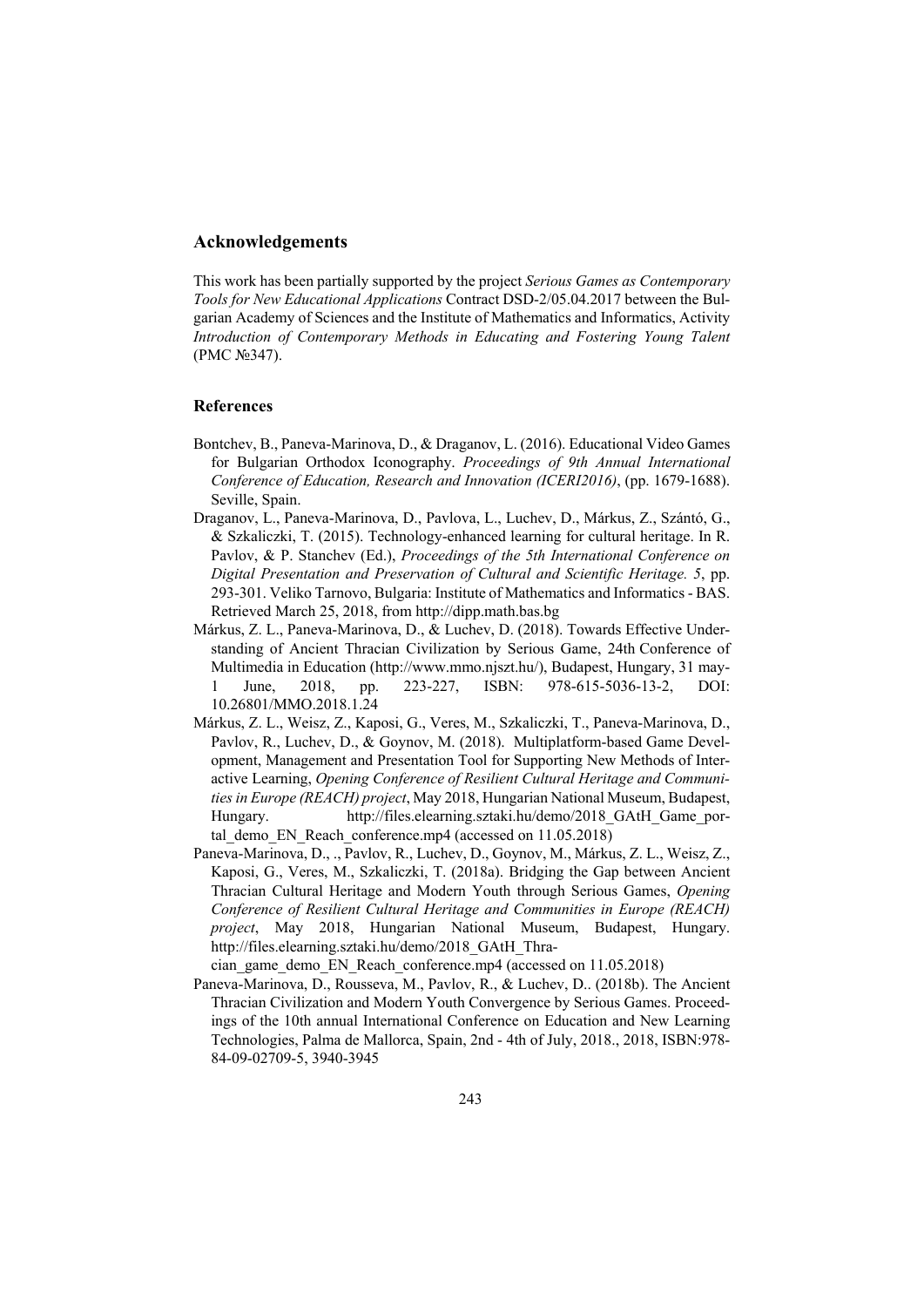## Acknowledgements

This work has been partially supported by the project *Serious Games as Contemporary Tools for New Educational Applications* Contract DSD-2/05.04.2017 between the Bulgarian Academy of Sciences and the Institute of Mathematics and Informatics, Activity *Introduction of Contemporary Methods in Educating and Fostering Young Talent* (PMC №347).

## References

Bontchev, B., Paneva-Marinova, D., & Draganov, L. (2016). Educational Video Games for Bulgarian Orthodox Iconography. *Proceedings of 9th Annual International Conference of Education, Research and Innovation (ICERI2016)*, (pp. 1679-1688). Seville, Spain.

Draganov, L., Paneva-Marinova, D., Pavlova, L., Luchev, D., Márkus, Z., Szántó, G., & Szkaliczki, T. (2015). Technology-enhanced learning for cultural heritage. In R. Pavlov, & P. Stanchev (Ed.), *Proceedings of the 5th International Conference on Digital Presentation and Preservation of Cultural and Scientific Heritage. 5*, pp. 293-301. Veliko Tarnovo, Bulgaria: Institute of Mathematics and Informatics - BAS. Retrieved March 25, 2018, from http://dipp.math.bas.bg

Márkus, Z. L., Paneva-Marinova, D., & Luchev, D. (2018). Towards Effective Understanding of Ancient Thracian Civilization by Serious Game, 24th Conference of Multimedia in Education (http://www.mmo.njszt.hu/), Budapest, Hungary, 31 may-1 June, 2018, pp. 223-227, ISBN: 978-615-5036-13-2, DOI: 10.26801/MMO.2018.1.24

Márkus, Z. L., Weisz, Z., Kaposi, G., Veres, M., Szkaliczki, T., Paneva-Marinova, D., Pavlov, R., Luchev, D., & Goynov, M. (2018). Multiplatform-based Game Development, Management and Presentation Tool for Supporting New Methods of Interactive Learning, *Opening Conference of Resilient Cultural Heritage and Communities in Europe (REACH) project*, May 2018, Hungarian National Museum, Budapest, Hungary. http://files.elearning.sztaki.hu/demo/2018_GAtH_Game_portal_demo_EN_Reach_conference.mp4 (accessed on 11.05.2018)

Paneva-Marinova, D., ., Pavlov, R., Luchev, D., Goynov, M., Márkus, Z. L., Weisz, Z., Kaposi, G., Veres, M., Szkaliczki, T. (2018a). Bridging the Gap between Ancient Thracian Cultural Heritage and Modern Youth through Serious Games, *Opening Conference of Resilient Cultural Heritage and Communities in Europe (REACH) project*, May 2018, Hungarian National Museum, Budapest, Hungary. http://files.elearning.sztaki.hu/demo/2018_GAtH_Thracian_game_demo_EN_Reach_conference.mp4 (accessed on 11.05.2018)

Paneva-Marinova, D., Rousseva, M., Pavlov, R., & Luchev, D.. (2018b). The Ancient Thracian Civilization and Modern Youth Convergence by Serious Games. Proceedings of the 10th annual International Conference on Education and New Learning Technologies, Palma de Mallorca, Spain, 2nd - 4th of July, 2018., 2018, ISBN:978-84-09-02709-5, 3940-3945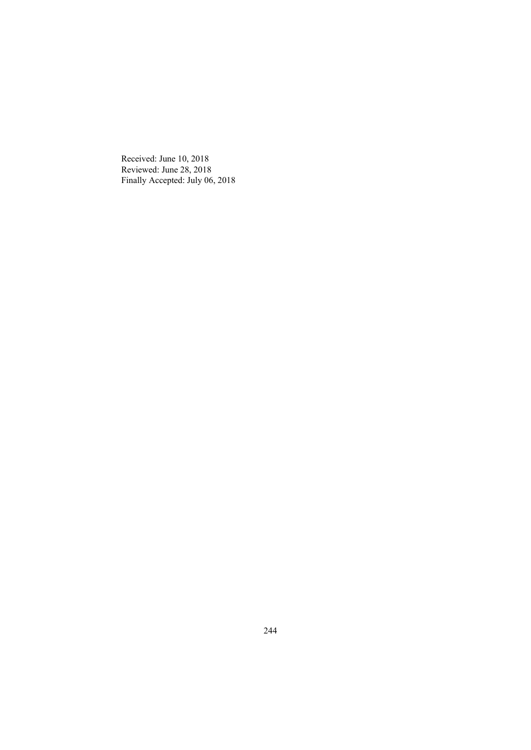Received: June 10, 2018
Reviewed: June 28, 2018
Finally Accepted: July 06, 2018